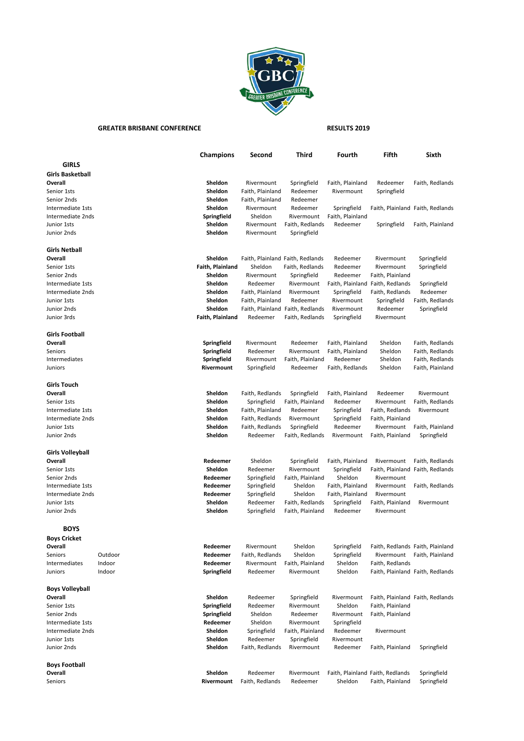**GREATER BRISBANE CONFERENCE** **RESULTS 2019**

| | | Champions | Second | Third | Fourth | Fifth | Sixth |
|---|---|---|---|---|---|---|---|
| **GIRLS** | | | | | | | |
| **Girls Basketball** | | | | | | | |
| **Overall** | | **Sheldon** | Rivermount | Springfield | Faith, Plainland | Redeemer | Faith, Redlands |
| Senior 1sts | | **Sheldon** | Faith, Plainland | Redeemer | Rivermount | Springfield | |
| Senior 2nds | | **Sheldon** | Faith, Plainland | Redeemer | | | |
| Intermediate 1sts | | **Sheldon** | Rivermount | Redeemer | Springfield | Faith, Plainland | Faith, Redlands |
| Intermediate 2nds | | **Springfield** | Sheldon | Rivermount | Faith, Plainland | | |
| Junior 1sts | | **Sheldon** | Rivermount | Faith, Redlands | Redeemer | Springfield | Faith, Plainland |
| Junior 2nds | | **Sheldon** | Rivermount | Springfield | | | |
| **Girls Netball** | | | | | | | |
| **Overall** | | **Sheldon** | Faith, Plainland | Faith, Redlands | Redeemer | Rivermount | Springfield |
| Senior 1sts | | **Faith, Plainland** | Sheldon | Faith, Redlands | Redeemer | Rivermount | Springfield |
| Senior 2nds | | **Sheldon** | Rivermount | Springfield | Redeemer | Faith, Plainland | |
| Intermediate 1sts | | **Sheldon** | Redeemer | Rivermount | Faith, Plainland | Faith, Redlands | Springfield |
| Intermediate 2nds | | **Sheldon** | Faith, Plainland | Rivermount | Springfield | Faith, Redlands | Redeemer |
| Junior 1sts | | **Sheldon** | Faith, Plainland | Redeemer | Rivermount | Springfield | Faith, Redlands |
| Junior 2nds | | **Sheldon** | Faith, Plainland | Faith, Redlands | Rivermount | Redeemer | Springfield |
| Junior 3rds | | **Faith, Plainland** | Redeemer | Faith, Redlands | Springfield | Rivermount | |
| **Girls Football** | | | | | | | |
| **Overall** | | **Springfield** | Rivermount | Redeemer | Faith, Plainland | Sheldon | Faith, Redlands |
| Seniors | | **Springfield** | Redeemer | Rivermount | Faith, Plainland | Sheldon | Faith, Redlands |
| Intermediates | | **Springfield** | Rivermount | Faith, Plainland | Redeemer | Sheldon | Faith, Redlands |
| Juniors | | **Rivermount** | Springfield | Redeemer | Faith, Redlands | Sheldon | Faith, Plainland |
| **Girls Touch** | | | | | | | |
| **Overall** | | **Sheldon** | Faith, Redlands | Springfield | Faith, Plainland | Redeemer | Rivermount |
| Senior 1sts | | **Sheldon** | Springfield | Faith, Plainland | Redeemer | Rivermount | Faith, Redlands |
| Intermediate 1sts | | **Sheldon** | Faith, Plainland | Redeemer | Springfield | Faith, Redlands | Rivermount |
| Intermediate 2nds | | **Sheldon** | Faith, Redlands | Rivermount | Springfield | Faith, Plainland | |
| Junior 1sts | | **Sheldon** | Faith, Redlands | Springfield | Redeemer | Rivermount | Faith, Plainland |
| Junior 2nds | | **Sheldon** | Redeemer | Faith, Redlands | Rivermount | Faith, Plainland | Springfield |
| **Girls Volleyball** | | | | | | | |
| **Overall** | | **Redeemer** | Sheldon | Springfield | Faith, Plainland | Rivermount | Faith, Redlands |
| Senior 1sts | | **Sheldon** | Redeemer | Rivermount | Springfield | Faith, Plainland | Faith, Redlands |
| Senior 2nds | | **Redeemer** | Springfield | Faith, Plainland | Sheldon | Rivermount | |
| Intermediate 1sts | | **Redeemer** | Springfield | Sheldon | Faith, Plainland | Rivermount | Faith, Redlands |
| Intermediate 2nds | | **Redeemer** | Springfield | Sheldon | Faith, Plainland | Rivermount | |
| Junior 1sts | | **Sheldon** | Redeemer | Faith, Redlands | Springfield | Faith, Plainland | Rivermount |
| Junior 2nds | | **Sheldon** | Springfield | Faith, Plainland | Redeemer | Rivermount | |
| **BOYS** | | | | | | | |
| **Boys Cricket** | | | | | | | |
| **Overall** | | **Redeemer** | Rivermount | Sheldon | Springfield | Faith, Redlands | Faith, Plainland |
| Seniors | Outdoor | **Redeemer** | Faith, Redlands | Sheldon | Springfield | Rivermount | Faith, Plainland |
| Intermediates | Indoor | **Redeemer** | Rivermount | Faith, Plainland | Sheldon | Faith, Redlands | |
| Juniors | Indoor | **Springfield** | Redeemer | Rivermount | Sheldon | Faith, Plainland | Faith, Redlands |
| **Boys Volleyball** | | | | | | | |
| **Overall** | | **Sheldon** | Redeemer | Springfield | Rivermount | Faith, Plainland | Faith, Redlands |
| Senior 1sts | | **Springfield** | Redeemer | Rivermount | Sheldon | Faith, Plainland | |
| Senior 2nds | | **Springfield** | Sheldon | Redeemer | Rivermount | Faith, Plainland | |
| Intermediate 1sts | | **Redeemer** | Sheldon | Rivermount | Springfield | | |
| Intermediate 2nds | | **Sheldon** | Springfield | Faith, Plainland | Redeemer | Rivermount | |
| Junior 1sts | | **Sheldon** | Redeemer | Springfield | Rivermount | | |
| Junior 2nds | | **Sheldon** | Faith, Redlands | Rivermount | Redeemer | Faith, Plainland | Springfield |
| **Boys Football** | | | | | | | |
| **Overall** | | **Sheldon** | Redeemer | Rivermount | Faith, Plainland | Faith, Redlands | Springfield |
| Seniors | | **Rivermount** | Faith, Redlands | Redeemer | Sheldon | Faith, Plainland | Springfield |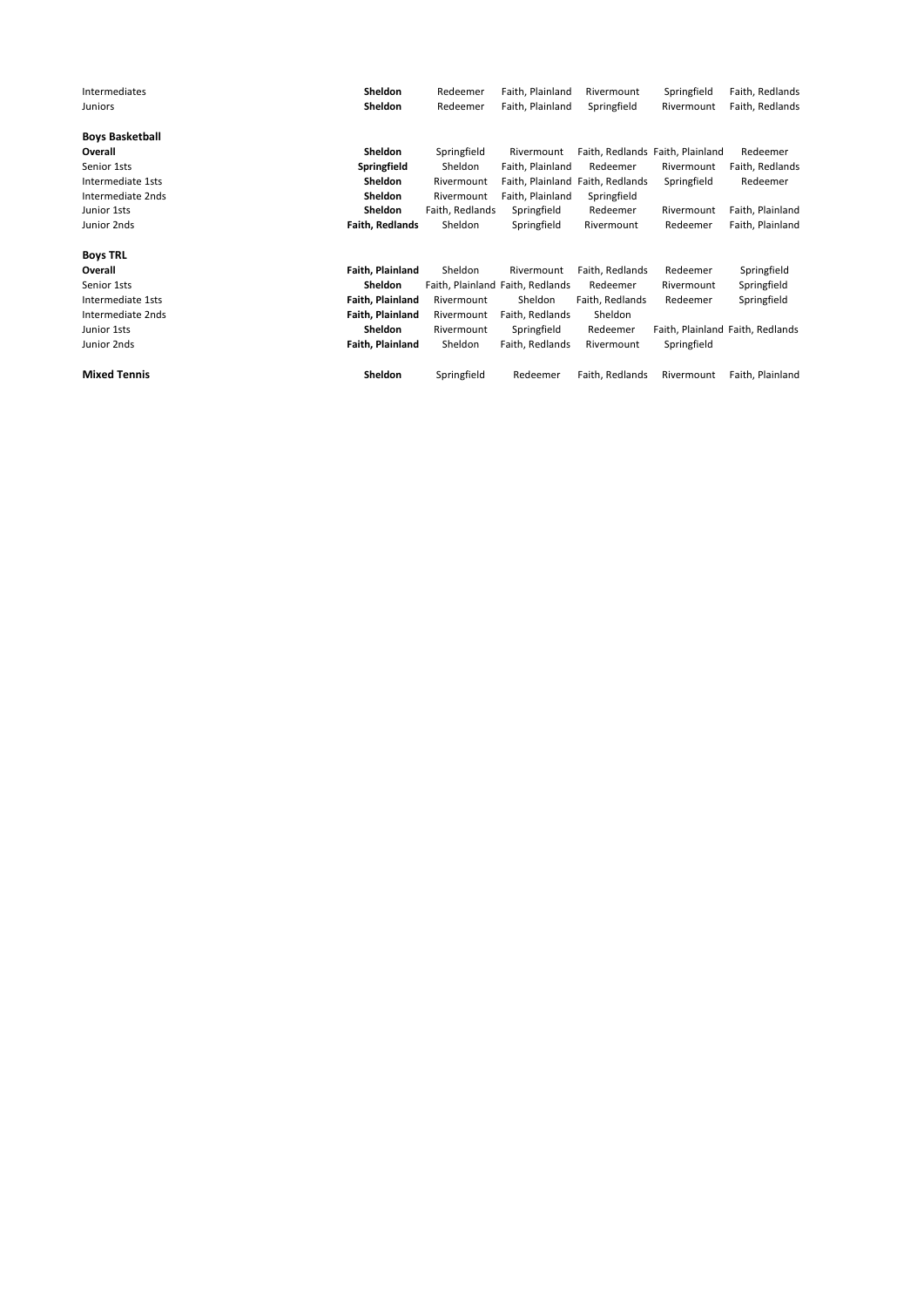| | | | | | | |
|---|---|---|---|---|---|---|
| Intermediates | **Sheldon** | Redeemer | Faith, Plainland | Rivermount | Springfield | Faith, Redlands |
| Juniors | **Sheldon** | Redeemer | Faith, Plainland | Springfield | Rivermount | Faith, Redlands |

**Boys Basketball**

| | | | | | | |
|---|---|---|---|---|---|---|
| **Overall** | **Sheldon** | Springfield | Rivermount | Faith, Redlands | Faith, Plainland | Redeemer |
| Senior 1sts | **Springfield** | Sheldon | Faith, Plainland | Redeemer | Rivermount | Faith, Redlands |
| Intermediate 1sts | **Sheldon** | Rivermount | Faith, Plainland | Faith, Redlands | Springfield | Redeemer |
| Intermediate 2nds | **Sheldon** | Rivermount | Faith, Plainland | Springfield | | |
| Junior 1sts | **Sheldon** | Faith, Redlands | Springfield | Redeemer | Rivermount | Faith, Plainland |
| Junior 2nds | **Faith, Redlands** | Sheldon | Springfield | Rivermount | Redeemer | Faith, Plainland |

**Boys TRL**

| | | | | | | |
|---|---|---|---|---|---|---|
| **Overall** | **Faith, Plainland** | Sheldon | Rivermount | Faith, Redlands | Redeemer | Springfield |
| Senior 1sts | **Sheldon** | Faith, Plainland | Faith, Redlands | Redeemer | Rivermount | Springfield |
| Intermediate 1sts | **Faith, Plainland** | Rivermount | Sheldon | Faith, Redlands | Redeemer | Springfield |
| Intermediate 2nds | **Faith, Plainland** | Rivermount | Faith, Redlands | Sheldon | | |
| Junior 1sts | **Sheldon** | Rivermount | Springfield | Redeemer | Faith, Plainland | Faith, Redlands |
| Junior 2nds | **Faith, Plainland** | Sheldon | Faith, Redlands | Rivermount | Springfield | |

| | | | | | | |
|---|---|---|---|---|---|---|
| **Mixed Tennis** | **Sheldon** | Springfield | Redeemer | Faith, Redlands | Rivermount | Faith, Plainland |